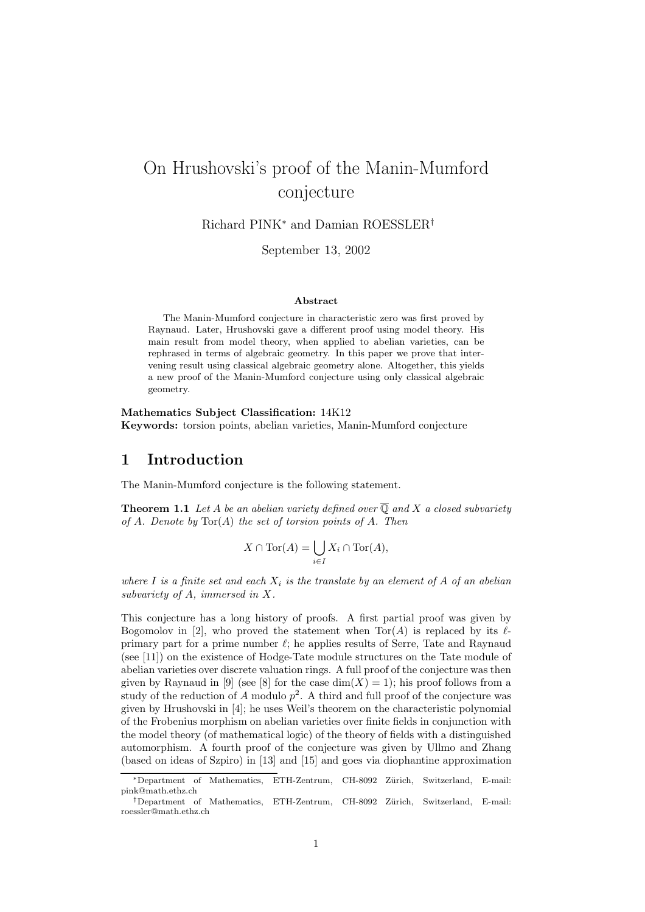# On Hrushovski's proof of the Manin-Mumford conjecture

Richard PINK* and Damian ROESSLER†

September 13, 2002

### Abstract

The Manin-Mumford conjecture in characteristic zero was first proved by Raynaud. Later, Hrushovski gave a different proof using model theory. His main result from model theory, when applied to abelian varieties, can be rephrased in terms of algebraic geometry. In this paper we prove that intervening result using classical algebraic geometry alone. Altogether, this yields a new proof of the Manin-Mumford conjecture using only classical algebraic geometry.

**Mathematics Subject Classification:** 14K12
**Keywords:** torsion points, abelian varieties, Manin-Mumford conjecture

## 1 Introduction

The Manin-Mumford conjecture is the following statement.

**Theorem 1.1** *Let $A$ be an abelian variety defined over $\overline{\mathbb{Q}}$ and $X$ a closed subvariety of $A$. Denote by $\mathrm{Tor}(A)$ the set of torsion points of $A$. Then*

$$X \cap \mathrm{Tor}(A) = \bigcup_{i \in I} X_i \cap \mathrm{Tor}(A),$$

*where $I$ is a finite set and each $X_i$ is the translate by an element of $A$ of an abelian subvariety of $A$, immersed in $X$.*

This conjecture has a long history of proofs. A first partial proof was given by Bogomolov in [2], who proved the statement when $\mathrm{Tor}(A)$ is replaced by its $\ell$-primary part for a prime number $\ell$; he applies results of Serre, Tate and Raynaud (see [11]) on the existence of Hodge-Tate module structures on the Tate module of abelian varieties over discrete valuation rings. A full proof of the conjecture was then given by Raynaud in [9] (see [8] for the case $\dim(X) = 1$); his proof follows from a study of the reduction of $A$ modulo $p^2$. A third and full proof of the conjecture was given by Hrushovski in [4]; he uses Weil's theorem on the characteristic polynomial of the Frobenius morphism on abelian varieties over finite fields in conjunction with the model theory (of mathematical logic) of the theory of fields with a distinguished automorphism. A fourth proof of the conjecture was given by Ullmo and Zhang (based on ideas of Szpiro) in [13] and [15] and goes via diophantine approximation

*Department of Mathematics, ETH-Zentrum, CH-8092 Zürich, Switzerland, E-mail: pink@math.ethz.ch

†Department of Mathematics, ETH-Zentrum, CH-8092 Zürich, Switzerland, E-mail: roessler@math.ethz.ch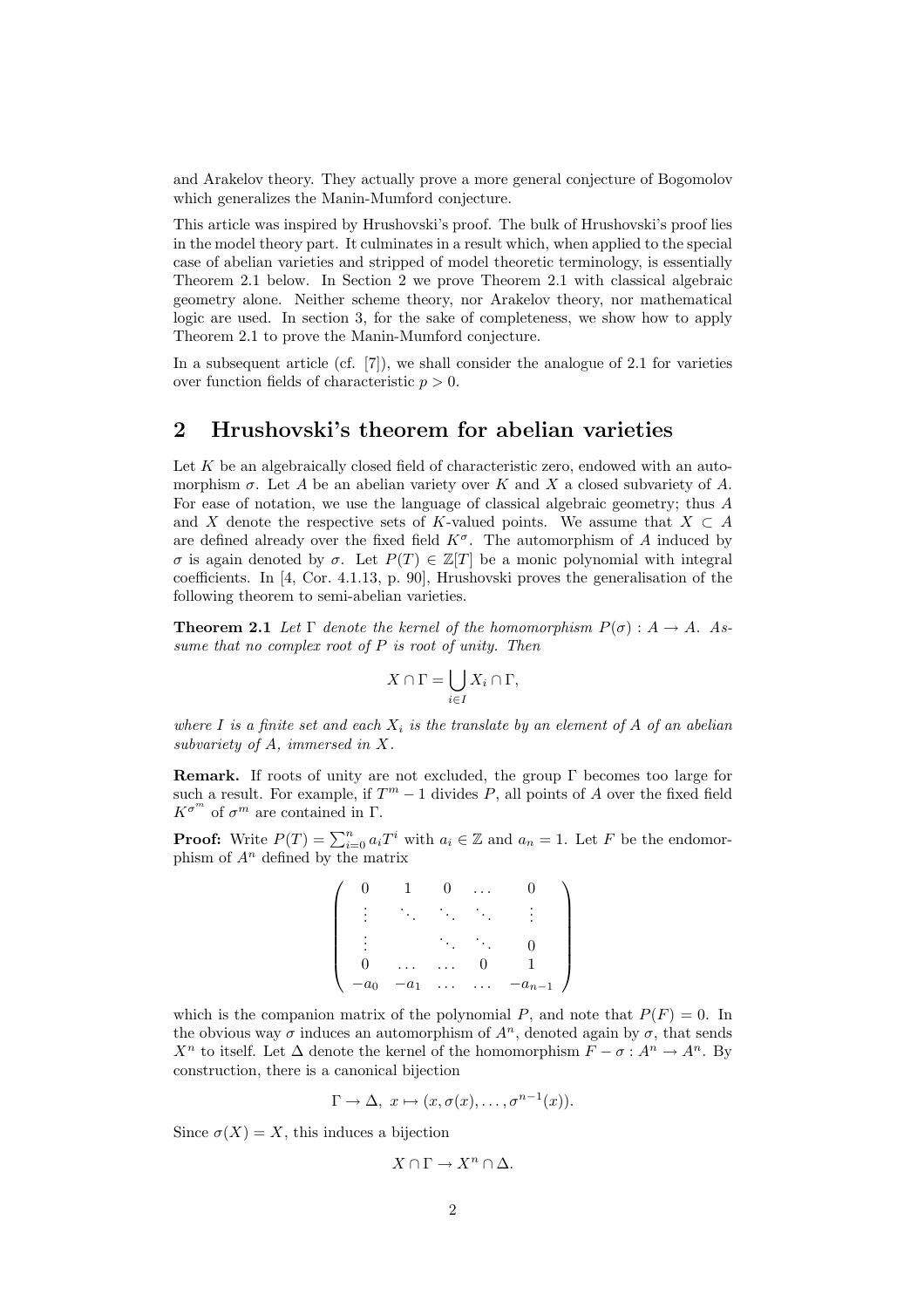and Arakelov theory. They actually prove a more general conjecture of Bogomolov which generalizes the Manin-Mumford conjecture.

This article was inspired by Hrushovski's proof. The bulk of Hrushovski's proof lies in the model theory part. It culminates in a result which, when applied to the special case of abelian varieties and stripped of model theoretic terminology, is essentially Theorem 2.1 below. In Section 2 we prove Theorem 2.1 with classical algebraic geometry alone. Neither scheme theory, nor Arakelov theory, nor mathematical logic are used. In section 3, for the sake of completeness, we show how to apply Theorem 2.1 to prove the Manin-Mumford conjecture.

In a subsequent article (cf. [7]), we shall consider the analogue of 2.1 for varieties over function fields of characteristic $p > 0$.

## 2 Hrushovski's theorem for abelian varieties

Let $K$ be an algebraically closed field of characteristic zero, endowed with an automorphism $\sigma$. Let $A$ be an abelian variety over $K$ and $X$ a closed subvariety of $A$. For ease of notation, we use the language of classical algebraic geometry; thus $A$ and $X$ denote the respective sets of $K$-valued points. We assume that $X \subset A$ are defined already over the fixed field $K^\sigma$. The automorphism of $A$ induced by $\sigma$ is again denoted by $\sigma$. Let $P(T) \in \mathbb{Z}[T]$ be a monic polynomial with integral coefficients. In [4, Cor. 4.1.13, p. 90], Hrushovski proves the generalisation of the following theorem to semi-abelian varieties.

**Theorem 2.1** *Let $\Gamma$ denote the kernel of the homomorphism $P(\sigma) : A \to A$. Assume that no complex root of $P$ is root of unity. Then*

$$X \cap \Gamma = \bigcup_{i \in I} X_i \cap \Gamma,$$

*where $I$ is a finite set and each $X_i$ is the translate by an element of $A$ of an abelian subvariety of $A$, immersed in $X$.*

**Remark.** If roots of unity are not excluded, the group $\Gamma$ becomes too large for such a result. For example, if $T^m - 1$ divides $P$, all points of $A$ over the fixed field $K^{\sigma^m}$ of $\sigma^m$ are contained in $\Gamma$.

**Proof:** Write $P(T) = \sum_{i=0}^{n} a_i T^i$ with $a_i \in \mathbb{Z}$ and $a_n = 1$. Let $F$ be the endomorphism of $A^n$ defined by the matrix

$$\begin{pmatrix} 0 & 1 & 0 & \dots & 0 \\ \vdots & \ddots & \ddots & \ddots & \vdots \\ \vdots & & \ddots & \ddots & 0 \\ 0 & \dots & \dots & 0 & 1 \\ -a_0 & -a_1 & \dots & \dots & -a_{n-1} \end{pmatrix}$$

which is the companion matrix of the polynomial $P$, and note that $P(F) = 0$. In the obvious way $\sigma$ induces an automorphism of $A^n$, denoted again by $\sigma$, that sends $X^n$ to itself. Let $\Delta$ denote the kernel of the homomorphism $F - \sigma : A^n \to A^n$. By construction, there is a canonical bijection

$$\Gamma \to \Delta,\ x \mapsto (x, \sigma(x), \dots, \sigma^{n-1}(x)).$$

Since $\sigma(X) = X$, this induces a bijection

$$X \cap \Gamma \to X^n \cap \Delta.$$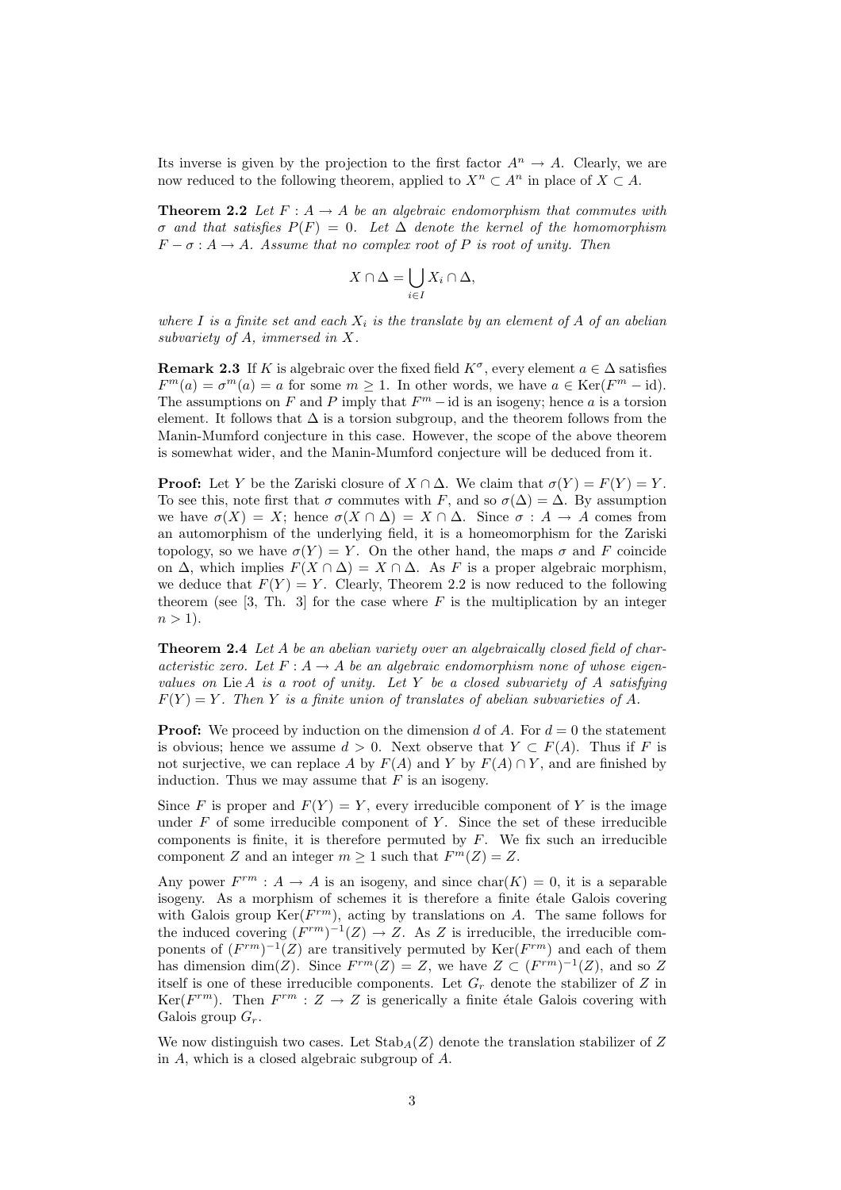Its inverse is given by the projection to the first factor $A^n \to A$. Clearly, we are now reduced to the following theorem, applied to $X^n \subset A^n$ in place of $X \subset A$.

**Theorem 2.2** *Let $F : A \to A$ be an algebraic endomorphism that commutes with $\sigma$ and that satisfies $P(F) = 0$. Let $\Delta$ denote the kernel of the homomorphism $F - \sigma : A \to A$. Assume that no complex root of $P$ is root of unity. Then*

$$X \cap \Delta = \bigcup_{i \in I} X_i \cap \Delta,$$

*where $I$ is a finite set and each $X_i$ is the translate by an element of $A$ of an abelian subvariety of $A$, immersed in $X$.*

**Remark 2.3** If $K$ is algebraic over the fixed field $K^\sigma$, every element $a \in \Delta$ satisfies $F^m(a) = \sigma^m(a) = a$ for some $m \geq 1$. In other words, we have $a \in \operatorname{Ker}(F^m - \mathrm{id})$. The assumptions on $F$ and $P$ imply that $F^m - \mathrm{id}$ is an isogeny; hence $a$ is a torsion element. It follows that $\Delta$ is a torsion subgroup, and the theorem follows from the Manin-Mumford conjecture in this case. However, the scope of the above theorem is somewhat wider, and the Manin-Mumford conjecture will be deduced from it.

**Proof:** Let $Y$ be the Zariski closure of $X \cap \Delta$. We claim that $\sigma(Y) = F(Y) = Y$. To see this, note first that $\sigma$ commutes with $F$, and so $\sigma(\Delta) = \Delta$. By assumption we have $\sigma(X) = X$; hence $\sigma(X \cap \Delta) = X \cap \Delta$. Since $\sigma : A \to A$ comes from an automorphism of the underlying field, it is a homeomorphism for the Zariski topology, so we have $\sigma(Y) = Y$. On the other hand, the maps $\sigma$ and $F$ coincide on $\Delta$, which implies $F(X \cap \Delta) = X \cap \Delta$. As $F$ is a proper algebraic morphism, we deduce that $F(Y) = Y$. Clearly, Theorem 2.2 is now reduced to the following theorem (see [3, Th. 3] for the case where $F$ is the multiplication by an integer $n > 1$).

**Theorem 2.4** *Let $A$ be an abelian variety over an algebraically closed field of characteristic zero. Let $F : A \to A$ be an algebraic endomorphism none of whose eigenvalues on $\operatorname{Lie} A$ is a root of unity. Let $Y$ be a closed subvariety of $A$ satisfying $F(Y) = Y$. Then $Y$ is a finite union of translates of abelian subvarieties of $A$.*

**Proof:** We proceed by induction on the dimension $d$ of $A$. For $d = 0$ the statement is obvious; hence we assume $d > 0$. Next observe that $Y \subset F(A)$. Thus if $F$ is not surjective, we can replace $A$ by $F(A)$ and $Y$ by $F(A) \cap Y$, and are finished by induction. Thus we may assume that $F$ is an isogeny.

Since $F$ is proper and $F(Y) = Y$, every irreducible component of $Y$ is the image under $F$ of some irreducible component of $Y$. Since the set of these irreducible components is finite, it is therefore permuted by $F$. We fix such an irreducible component $Z$ and an integer $m \geq 1$ such that $F^m(Z) = Z$.

Any power $F^{rm} : A \to A$ is an isogeny, and since $\operatorname{char}(K) = 0$, it is a separable isogeny. As a morphism of schemes it is therefore a finite étale Galois covering with Galois group $\operatorname{Ker}(F^{rm})$, acting by translations on $A$. The same follows for the induced covering $(F^{rm})^{-1}(Z) \to Z$. As $Z$ is irreducible, the irreducible components of $(F^{rm})^{-1}(Z)$ are transitively permuted by $\operatorname{Ker}(F^{rm})$ and each of them has dimension $\dim(Z)$. Since $F^{rm}(Z) = Z$, we have $Z \subset (F^{rm})^{-1}(Z)$, and so $Z$ itself is one of these irreducible components. Let $G_r$ denote the stabilizer of $Z$ in $\operatorname{Ker}(F^{rm})$. Then $F^{rm} : Z \to Z$ is generically a finite étale Galois covering with Galois group $G_r$.

We now distinguish two cases. Let $\operatorname{Stab}_A(Z)$ denote the translation stabilizer of $Z$ in $A$, which is a closed algebraic subgroup of $A$.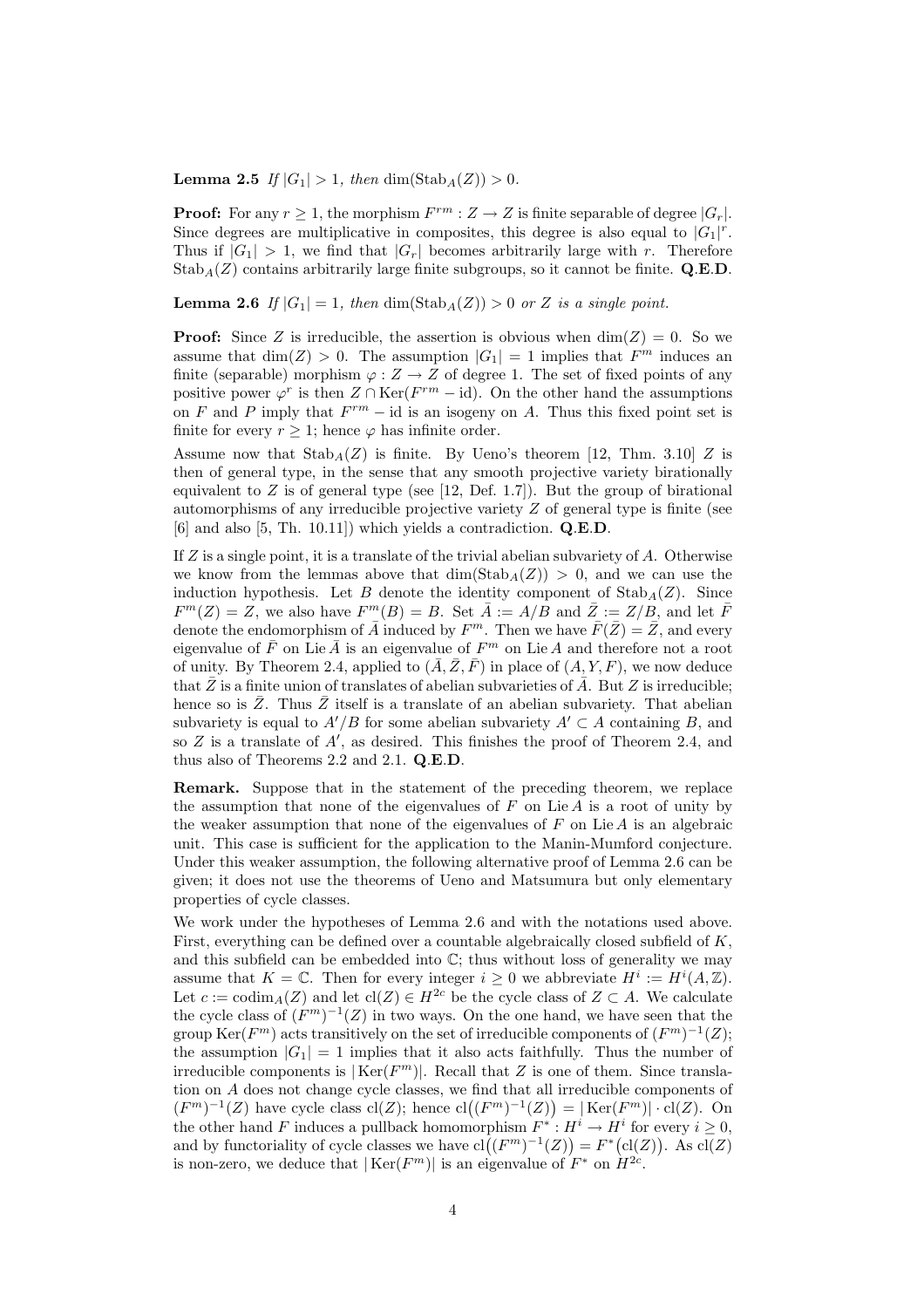**Lemma 2.5** *If $|G_1| > 1$, then $\dim(\mathrm{Stab}_A(Z)) > 0$.*

**Proof:** For any $r \geq 1$, the morphism $F^{rm} : Z \to Z$ is finite separable of degree $|G_r|$. Since degrees are multiplicative in composites, this degree is also equal to $|G_1|^r$. Thus if $|G_1| > 1$, we find that $|G_r|$ becomes arbitrarily large with $r$. Therefore $\mathrm{Stab}_A(Z)$ contains arbitrarily large finite subgroups, so it cannot be finite. **Q.E.D.**

**Lemma 2.6** *If $|G_1| = 1$, then $\dim(\mathrm{Stab}_A(Z)) > 0$ or $Z$ is a single point.*

**Proof:** Since $Z$ is irreducible, the assertion is obvious when $\dim(Z) = 0$. So we assume that $\dim(Z) > 0$. The assumption $|G_1| = 1$ implies that $F^m$ induces an finite (separable) morphism $\varphi : Z \to Z$ of degree 1. The set of fixed points of any positive power $\varphi^r$ is then $Z \cap \mathrm{Ker}(F^{rm} - \mathrm{id})$. On the other hand the assumptions on $F$ and $P$ imply that $F^{rm} - \mathrm{id}$ is an isogeny on $A$. Thus this fixed point set is finite for every $r \geq 1$; hence $\varphi$ has infinite order.

Assume now that $\mathrm{Stab}_A(Z)$ is finite. By Ueno's theorem [12, Thm. 3.10] $Z$ is then of general type, in the sense that any smooth projective variety birationally equivalent to $Z$ is of general type (see [12, Def. 1.7]). But the group of birational automorphisms of any irreducible projective variety $Z$ of general type is finite (see [6] and also [5, Th. 10.11]) which yields a contradiction. **Q.E.D.**

If $Z$ is a single point, it is a translate of the trivial abelian subvariety of $A$. Otherwise we know from the lemmas above that $\dim(\mathrm{Stab}_A(Z)) > 0$, and we can use the induction hypothesis. Let $B$ denote the identity component of $\mathrm{Stab}_A(Z)$. Since $F^m(Z) = Z$, we also have $F^m(B) = B$. Set $\bar{A} := A/B$ and $\bar{Z} := Z/B$, and let $\bar{F}$ denote the endomorphism of $\bar{A}$ induced by $F^m$. Then we have $\bar{F}(\bar{Z}) = \bar{Z}$, and every eigenvalue of $\bar{F}$ on $\mathrm{Lie}\,\bar{A}$ is an eigenvalue of $F^m$ on $\mathrm{Lie}\,A$ and therefore not a root of unity. By Theorem 2.4, applied to $(\bar{A}, \bar{Z}, \bar{F})$ in place of $(A, Y, F)$, we now deduce that $\bar{Z}$ is a finite union of translates of abelian subvarieties of $\bar{A}$. But $Z$ is irreducible; hence so is $\bar{Z}$. Thus $\bar{Z}$ itself is a translate of an abelian subvariety. That abelian subvariety is equal to $A'/B$ for some abelian subvariety $A' \subset A$ containing $B$, and so $Z$ is a translate of $A'$, as desired. This finishes the proof of Theorem 2.4, and thus also of Theorems 2.2 and 2.1. **Q.E.D.**

**Remark.** Suppose that in the statement of the preceding theorem, we replace the assumption that none of the eigenvalues of $F$ on $\mathrm{Lie}\,A$ is a root of unity by the weaker assumption that none of the eigenvalues of $F$ on $\mathrm{Lie}\,A$ is an algebraic unit. This case is sufficient for the application to the Manin-Mumford conjecture. Under this weaker assumption, the following alternative proof of Lemma 2.6 can be given; it does not use the theorems of Ueno and Matsumura but only elementary properties of cycle classes.

We work under the hypotheses of Lemma 2.6 and with the notations used above. First, everything can be defined over a countable algebraically closed subfield of $K$, and this subfield can be embedded into $\mathbb{C}$; thus without loss of generality we may assume that $K = \mathbb{C}$. Then for every integer $i \geq 0$ we abbreviate $H^i := H^i(A, \mathbb{Z})$. Let $c := \mathrm{codim}_A(Z)$ and let $\mathrm{cl}(Z) \in H^{2c}$ be the cycle class of $Z \subset A$. We calculate the cycle class of $(F^m)^{-1}(Z)$ in two ways. On the one hand, we have seen that the group $\mathrm{Ker}(F^m)$ acts transitively on the set of irreducible components of $(F^m)^{-1}(Z)$; the assumption $|G_1| = 1$ implies that it also acts faithfully. Thus the number of irreducible components is $|\mathrm{Ker}(F^m)|$. Recall that $Z$ is one of them. Since translation on $A$ does not change cycle classes, we find that all irreducible components of $(F^m)^{-1}(Z)$ have cycle class $\mathrm{cl}(Z)$; hence $\mathrm{cl}\big((F^m)^{-1}(Z)\big) = |\mathrm{Ker}(F^m)| \cdot \mathrm{cl}(Z)$. On the other hand $F$ induces a pullback homomorphism $F^* : H^i \to H^i$ for every $i \geq 0$, and by functoriality of cycle classes we have $\mathrm{cl}\big((F^m)^{-1}(Z)\big) = F^*\big(\mathrm{cl}(Z)\big)$. As $\mathrm{cl}(Z)$ is non-zero, we deduce that $|\mathrm{Ker}(F^m)|$ is an eigenvalue of $F^*$ on $H^{2c}$.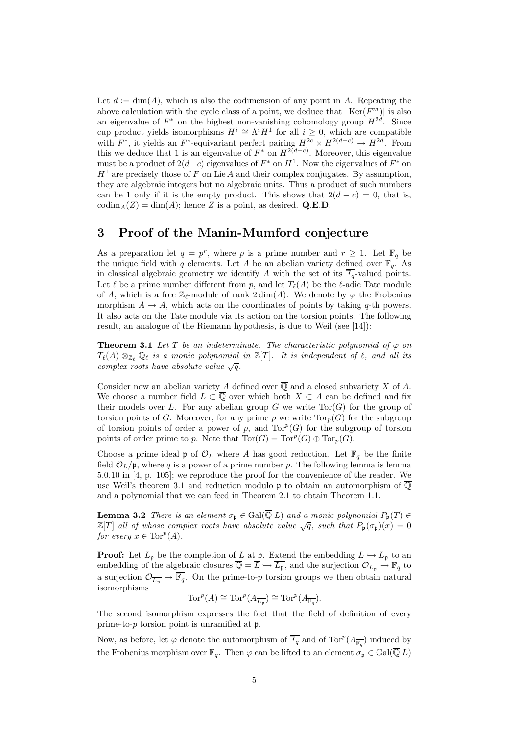Let $d := \dim(A)$, which is also the codimension of any point in $A$. Repeating the above calculation with the cycle class of a point, we deduce that $|\operatorname{Ker}(F^m)|$ is also an eigenvalue of $F^*$ on the highest non-vanishing cohomology group $H^{2d}$. Since cup product yields isomorphisms $H^i \cong \Lambda^i H^1$ for all $i \geq 0$, which are compatible with $F^*$, it yields an $F^*$-equivariant perfect pairing $H^{2c} \times H^{2(d-c)} \to H^{2d}$. From this we deduce that 1 is an eigenvalue of $F^*$ on $H^{2(d-c)}$. Moreover, this eigenvalue must be a product of $2(d-c)$ eigenvalues of $F^*$ on $H^1$. Now the eigenvalues of $F^*$ on $H^1$ are precisely those of $F$ on $\operatorname{Lie} A$ and their complex conjugates. By assumption, they are algebraic integers but no algebraic units. Thus a product of such numbers can be 1 only if it is the empty product. This shows that $2(d-c) = 0$, that is, $\operatorname{codim}_A(Z) = \dim(A)$; hence $Z$ is a point, as desired. **Q.E.D.**

## 3 Proof of the Manin-Mumford conjecture

As a preparation let $q = p^r$, where $p$ is a prime number and $r \geq 1$. Let $\mathbb{F}_q$ be the unique field with $q$ elements. Let $A$ be an abelian variety defined over $\mathbb{F}_q$. As in classical algebraic geometry we identify $A$ with the set of its $\overline{\mathbb{F}}_q$-valued points. Let $\ell$ be a prime number different from $p$, and let $T_\ell(A)$ be the $\ell$-adic Tate module of $A$, which is a free $\mathbb{Z}_\ell$-module of rank $2\dim(A)$. We denote by $\varphi$ the Frobenius morphism $A \to A$, which acts on the coordinates of points by taking $q$-th powers. It also acts on the Tate module via its action on the torsion points. The following result, an analogue of the Riemann hypothesis, is due to Weil (see [14]):

**Theorem 3.1** *Let $T$ be an indeterminate. The characteristic polynomial of $\varphi$ on $T_\ell(A) \otimes_{\mathbb{Z}_\ell} \mathbb{Q}_\ell$ is a monic polynomial in $\mathbb{Z}[T]$. It is independent of $\ell$, and all its complex roots have absolute value $\sqrt{q}$.*

Consider now an abelian variety $A$ defined over $\overline{\mathbb{Q}}$ and a closed subvariety $X$ of $A$. We choose a number field $L \subset \overline{\mathbb{Q}}$ over which both $X \subset A$ can be defined and fix their models over $L$. For any abelian group $G$ we write $\operatorname{Tor}(G)$ for the group of torsion points of $G$. Moreover, for any prime $p$ we write $\operatorname{Tor}_p(G)$ for the subgroup of torsion points of order a power of $p$, and $\operatorname{Tor}^p(G)$ for the subgroup of torsion points of order prime to $p$. Note that $\operatorname{Tor}(G) = \operatorname{Tor}^p(G) \oplus \operatorname{Tor}_p(G)$.

Choose a prime ideal $\mathfrak{p}$ of $\mathcal{O}_L$ where $A$ has good reduction. Let $\mathbb{F}_q$ be the finite field $\mathcal{O}_L/\mathfrak{p}$, where $q$ is a power of a prime number $p$. The following lemma is lemma 5.0.10 in [4, p. 105]; we reproduce the proof for the convenience of the reader. We use Weil's theorem 3.1 and reduction modulo $\mathfrak{p}$ to obtain an automorphism of $\overline{\mathbb{Q}}$ and a polynomial that we can feed in Theorem 2.1 to obtain Theorem 1.1.

**Lemma 3.2** *There is an element $\sigma_\mathfrak{p} \in \operatorname{Gal}(\overline{\mathbb{Q}}|L)$ and a monic polynomial $P_\mathfrak{p}(T) \in \mathbb{Z}[T]$ all of whose complex roots have absolute value $\sqrt{q}$, such that $P_\mathfrak{p}(\sigma_\mathfrak{p})(x) = 0$ for every $x \in \operatorname{Tor}^p(A)$.*

**Proof:** Let $L_\mathfrak{p}$ be the completion of $L$ at $\mathfrak{p}$. Extend the embedding $L \hookrightarrow L_\mathfrak{p}$ to an embedding of the algebraic closures $\overline{\mathbb{Q}} = \overline{L} \hookrightarrow \overline{L_\mathfrak{p}}$, and the surjection $\mathcal{O}_{L_\mathfrak{p}} \to \mathbb{F}_q$ to a surjection $\mathcal{O}_{\overline{L_\mathfrak{p}}} \to \overline{\mathbb{F}_q}$. On the prime-to-$p$ torsion groups we then obtain natural isomorphisms

$$\operatorname{Tor}^p(A) \cong \operatorname{Tor}^p(A_{\overline{L_\mathfrak{p}}}) \cong \operatorname{Tor}^p(A_{\overline{\mathbb{F}_q}}).$$

The second isomorphism expresses the fact that the field of definition of every prime-to-$p$ torsion point is unramified at $\mathfrak{p}$.

Now, as before, let $\varphi$ denote the automorphism of $\overline{\mathbb{F}_q}$ and of $\operatorname{Tor}^p(A_{\overline{\mathbb{F}_q}})$ induced by the Frobenius morphism over $\mathbb{F}_q$. Then $\varphi$ can be lifted to an element $\sigma_\mathfrak{p} \in \operatorname{Gal}(\overline{\mathbb{Q}}|L)$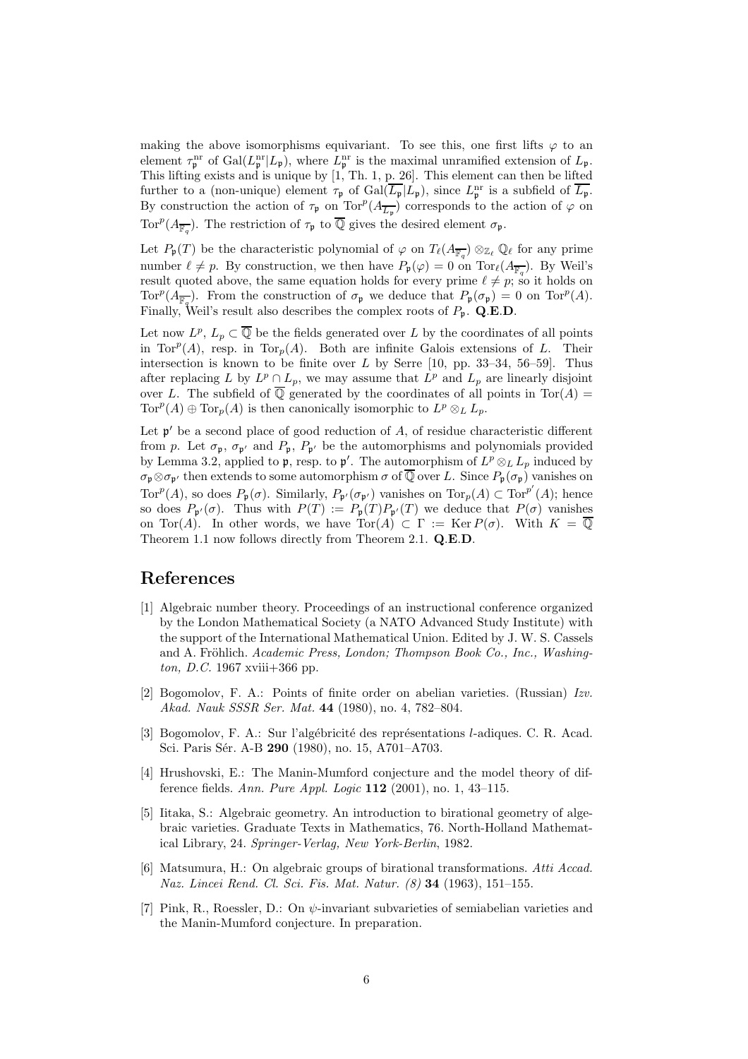making the above isomorphisms equivariant. To see this, one first lifts $\varphi$ to an element $\tau_{\mathfrak{p}}^{\mathrm{nr}}$ of $\mathrm{Gal}(L_{\mathfrak{p}}^{\mathrm{nr}}|L_{\mathfrak{p}})$, where $L_{\mathfrak{p}}^{\mathrm{nr}}$ is the maximal unramified extension of $L_{\mathfrak{p}}$. This lifting exists and is unique by [1, Th. 1, p. 26]. This element can then be lifted further to a (non-unique) element $\tau_{\mathfrak{p}}$ of $\mathrm{Gal}(\overline{L_{\mathfrak{p}}}|L_{\mathfrak{p}})$, since $L_{\mathfrak{p}}^{\mathrm{nr}}$ is a subfield of $\overline{L_{\mathfrak{p}}}$. By construction the action of $\tau_{\mathfrak{p}}$ on $\mathrm{Tor}^p(A_{\overline{L_{\mathfrak{p}}}})$ corresponds to the action of $\varphi$ on $\mathrm{Tor}^p(A_{\overline{\mathbb{F}_q}})$. The restriction of $\tau_{\mathfrak{p}}$ to $\overline{\mathbb{Q}}$ gives the desired element $\sigma_{\mathfrak{p}}$.

Let $P_{\mathfrak{p}}(T)$ be the characteristic polynomial of $\varphi$ on $T_\ell(A_{\overline{\mathbb{F}_q}}) \otimes_{\mathbb{Z}_\ell} \mathbb{Q}_\ell$ for any prime number $\ell \neq p$. By construction, we then have $P_{\mathfrak{p}}(\varphi) = 0$ on $\mathrm{Tor}_\ell(A_{\overline{\mathbb{F}_q}})$. By Weil's result quoted above, the same equation holds for every prime $\ell \neq p$; so it holds on $\mathrm{Tor}^p(A_{\overline{\mathbb{F}_q}})$. From the construction of $\sigma_{\mathfrak{p}}$ we deduce that $P_{\mathfrak{p}}(\sigma_{\mathfrak{p}}) = 0$ on $\mathrm{Tor}^p(A)$. Finally, Weil's result also describes the complex roots of $P_{\mathfrak{p}}$. **Q.E.D.**

Let now $L^p$, $L_p \subset \overline{\mathbb{Q}}$ be the fields generated over $L$ by the coordinates of all points in $\mathrm{Tor}^p(A)$, resp. in $\mathrm{Tor}_p(A)$. Both are infinite Galois extensions of $L$. Their intersection is known to be finite over $L$ by Serre [10, pp. 33–34, 56–59]. Thus after replacing $L$ by $L^p \cap L_p$, we may assume that $L^p$ and $L_p$ are linearly disjoint over $L$. The subfield of $\overline{\mathbb{Q}}$ generated by the coordinates of all points in $\mathrm{Tor}(A) = \mathrm{Tor}^p(A) \oplus \mathrm{Tor}_p(A)$ is then canonically isomorphic to $L^p \otimes_L L_p$.

Let $\mathfrak{p}'$ be a second place of good reduction of $A$, of residue characteristic different from $p$. Let $\sigma_{\mathfrak{p}}$, $\sigma_{\mathfrak{p}'}$ and $P_{\mathfrak{p}}$, $P_{\mathfrak{p}'}$ be the automorphisms and polynomials provided by Lemma 3.2, applied to $\mathfrak{p}$, resp. to $\mathfrak{p}'$. The automorphism of $L^p \otimes_L L_p$ induced by $\sigma_{\mathfrak{p}} \otimes \sigma_{\mathfrak{p}'}$ then extends to some automorphism $\sigma$ of $\overline{\mathbb{Q}}$ over $L$. Since $P_{\mathfrak{p}}(\sigma_{\mathfrak{p}})$ vanishes on $\mathrm{Tor}^p(A)$, so does $P_{\mathfrak{p}}(\sigma)$. Similarly, $P_{\mathfrak{p}'}(\sigma_{\mathfrak{p}'})$ vanishes on $\mathrm{Tor}_p(A) \subset \mathrm{Tor}^{p'}(A)$; hence so does $P_{\mathfrak{p}'}(\sigma)$. Thus with $P(T) := P_{\mathfrak{p}}(T)P_{\mathfrak{p}'}(T)$ we deduce that $P(\sigma)$ vanishes on $\mathrm{Tor}(A)$. In other words, we have $\mathrm{Tor}(A) \subset \Gamma := \mathrm{Ker}\, P(\sigma)$. With $K = \overline{\mathbb{Q}}$ Theorem 1.1 now follows directly from Theorem 2.1. **Q.E.D.**

# References

[1] Algebraic number theory. Proceedings of an instructional conference organized by the London Mathematical Society (a NATO Advanced Study Institute) with the support of the International Mathematical Union. Edited by J. W. S. Cassels and A. Fröhlich. *Academic Press, London; Thompson Book Co., Inc., Washington, D.C.* 1967 xviii+366 pp.

[2] Bogomolov, F. A.: Points of finite order on abelian varieties. (Russian) *Izv. Akad. Nauk SSSR Ser. Mat.* **44** (1980), no. 4, 782–804.

[3] Bogomolov, F. A.: Sur l'algébricité des représentations $l$-adiques. C. R. Acad. Sci. Paris Sér. A-B **290** (1980), no. 15, A701–A703.

[4] Hrushovski, E.: The Manin-Mumford conjecture and the model theory of difference fields. *Ann. Pure Appl. Logic* **112** (2001), no. 1, 43–115.

[5] Iitaka, S.: Algebraic geometry. An introduction to birational geometry of algebraic varieties. Graduate Texts in Mathematics, 76. North-Holland Mathematical Library, 24. *Springer-Verlag, New York-Berlin*, 1982.

[6] Matsumura, H.: On algebraic groups of birational transformations. *Atti Accad. Naz. Lincei Rend. Cl. Sci. Fis. Mat. Natur. (8)* **34** (1963), 151–155.

[7] Pink, R., Roessler, D.: On $\psi$-invariant subvarieties of semiabelian varieties and the Manin-Mumford conjecture. In preparation.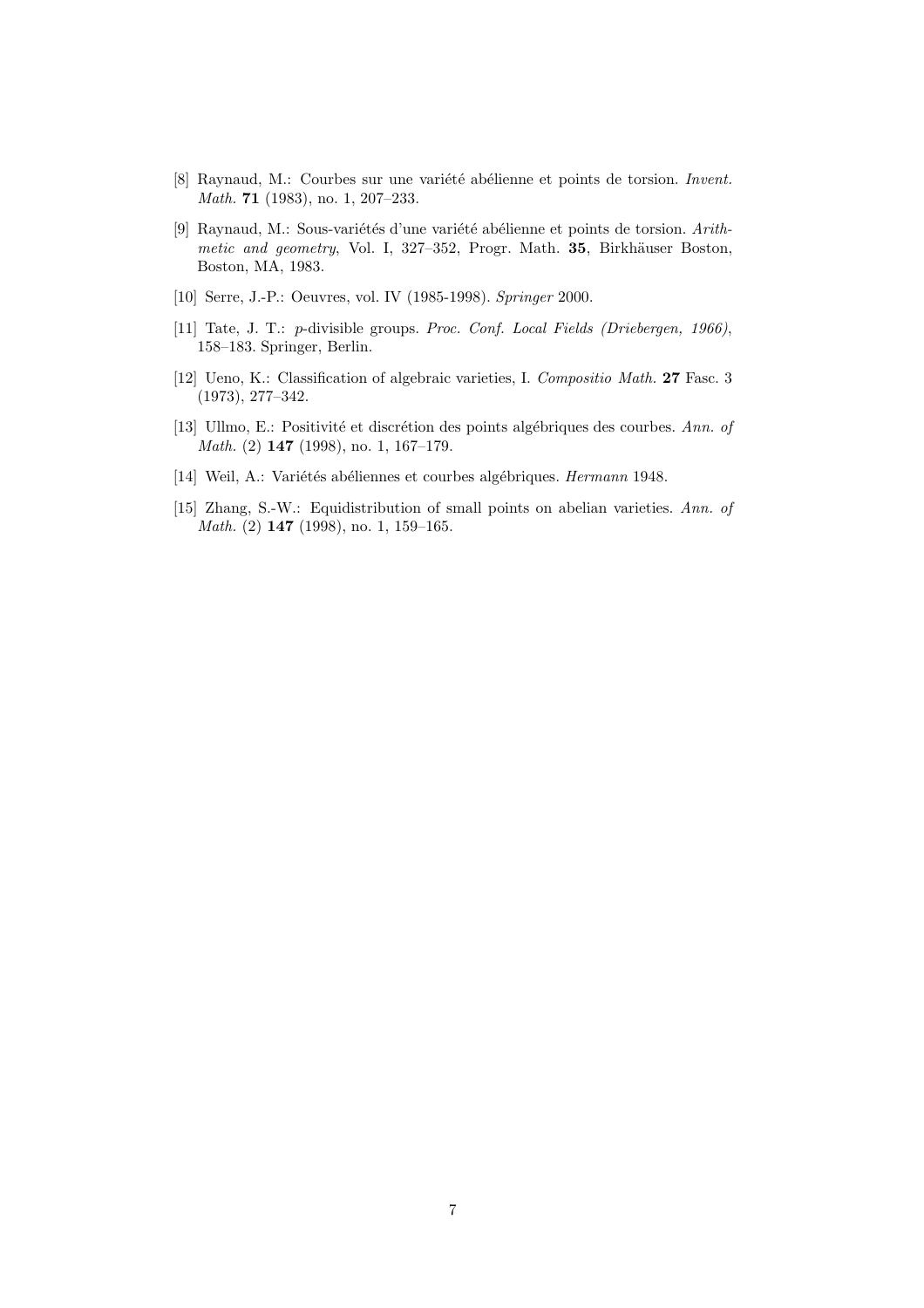[8] Raynaud, M.: Courbes sur une variété abélienne et points de torsion. *Invent. Math.* **71** (1983), no. 1, 207–233.

[9] Raynaud, M.: Sous-variétés d'une variété abélienne et points de torsion. *Arithmetic and geometry*, Vol. I, 327–352, Progr. Math. **35**, Birkhäuser Boston, Boston, MA, 1983.

[10] Serre, J.-P.: Oeuvres, vol. IV (1985-1998). *Springer* 2000.

[11] Tate, J. T.: $p$-divisible groups. *Proc. Conf. Local Fields (Driebergen, 1966)*, 158–183. Springer, Berlin.

[12] Ueno, K.: Classification of algebraic varieties, I. *Compositio Math.* **27** Fasc. 3 (1973), 277–342.

[13] Ullmo, E.: Positivité et discrétion des points algébriques des courbes. *Ann. of Math.* (2) **147** (1998), no. 1, 167–179.

[14] Weil, A.: Variétés abéliennes et courbes algébriques. *Hermann* 1948.

[15] Zhang, S.-W.: Equidistribution of small points on abelian varieties. *Ann. of Math.* (2) **147** (1998), no. 1, 159–165.